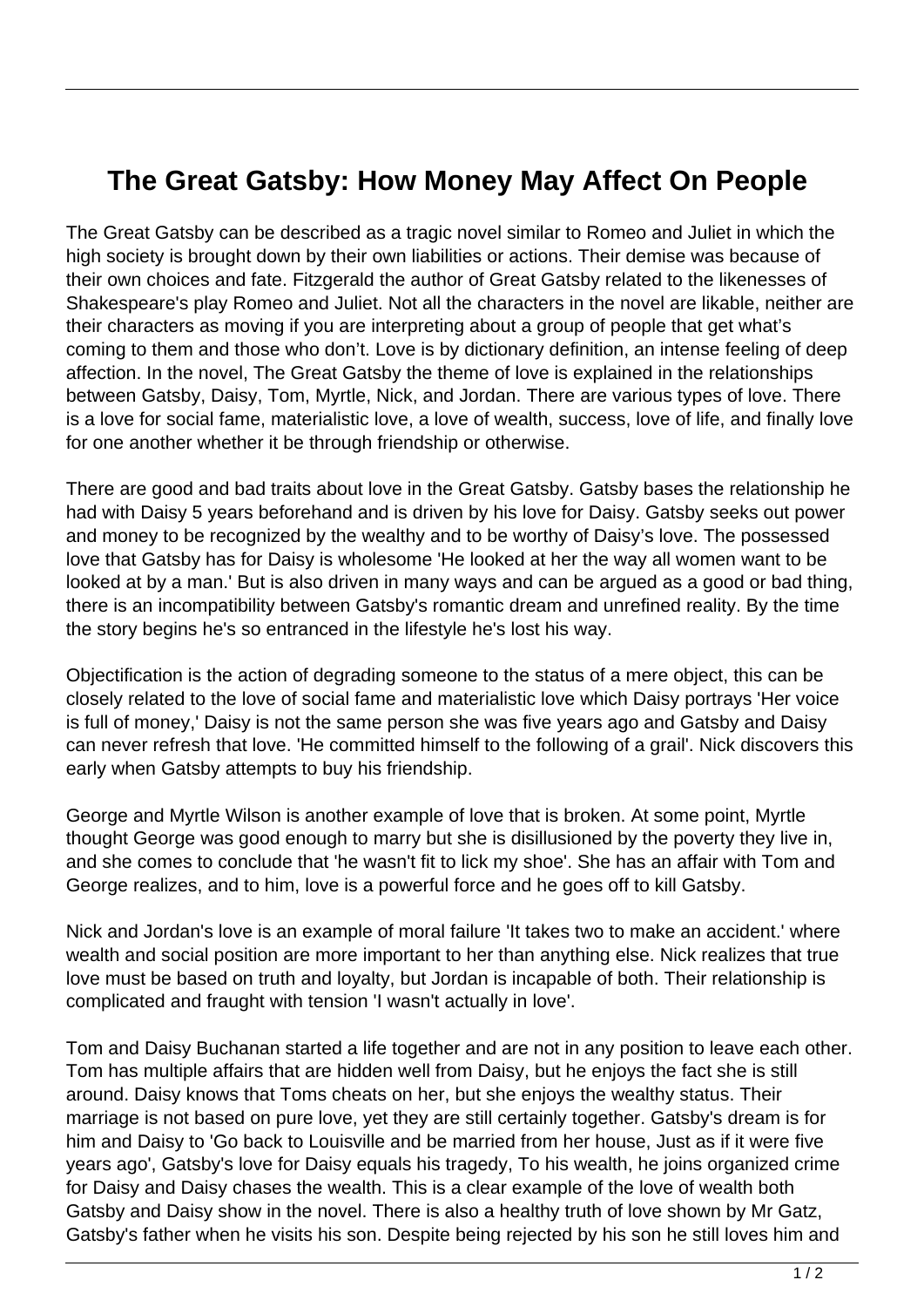# The Great Gatsby: How Money May Affect On People

The Great Gatsby can be described as a tragic novel similar to Romeo and Juliet in which the high society is brought down by their own liabilities or actions. Their demise was because of their own choices and fate. Fitzgerald the author of Great Gatsby related to the likenesses of Shakespeare's play Romeo and Juliet. Not all the characters in the novel are likable, neither are their characters as moving if you are interpreting about a group of people that get what's coming to them and those who don't. Love is by dictionary definition, an intense feeling of deep affection. In the novel, The Great Gatsby the theme of love is explained in the relationships between Gatsby, Daisy, Tom, Myrtle, Nick, and Jordan. There are various types of love. There is a love for social fame, materialistic love, a love of wealth, success, love of life, and finally love for one another whether it be through friendship or otherwise.

There are good and bad traits about love in the Great Gatsby. Gatsby bases the relationship he had with Daisy 5 years beforehand and is driven by his love for Daisy. Gatsby seeks out power and money to be recognized by the wealthy and to be worthy of Daisy's love. The possessed love that Gatsby has for Daisy is wholesome 'He looked at her the way all women want to be looked at by a man.' But is also driven in many ways and can be argued as a good or bad thing, there is an incompatibility between Gatsby's romantic dream and unrefined reality. By the time the story begins he's so entranced in the lifestyle he's lost his way.

Objectification is the action of degrading someone to the status of a mere object, this can be closely related to the love of social fame and materialistic love which Daisy portrays 'Her voice is full of money,' Daisy is not the same person she was five years ago and Gatsby and Daisy can never refresh that love. 'He committed himself to the following of a grail'. Nick discovers this early when Gatsby attempts to buy his friendship.

George and Myrtle Wilson is another example of love that is broken. At some point, Myrtle thought George was good enough to marry but she is disillusioned by the poverty they live in, and she comes to conclude that 'he wasn't fit to lick my shoe'. She has an affair with Tom and George realizes, and to him, love is a powerful force and he goes off to kill Gatsby.

Nick and Jordan's love is an example of moral failure 'It takes two to make an accident.' where wealth and social position are more important to her than anything else. Nick realizes that true love must be based on truth and loyalty, but Jordan is incapable of both. Their relationship is complicated and fraught with tension 'I wasn't actually in love'.

Tom and Daisy Buchanan started a life together and are not in any position to leave each other. Tom has multiple affairs that are hidden well from Daisy, but he enjoys the fact she is still around. Daisy knows that Toms cheats on her, but she enjoys the wealthy status. Their marriage is not based on pure love, yet they are still certainly together. Gatsby's dream is for him and Daisy to 'Go back to Louisville and be married from her house, Just as if it were five years ago', Gatsby's love for Daisy equals his tragedy, To his wealth, he joins organized crime for Daisy and Daisy chases the wealth. This is a clear example of the love of wealth both Gatsby and Daisy show in the novel. There is also a healthy truth of love shown by Mr Gatz, Gatsby's father when he visits his son. Despite being rejected by his son he still loves him and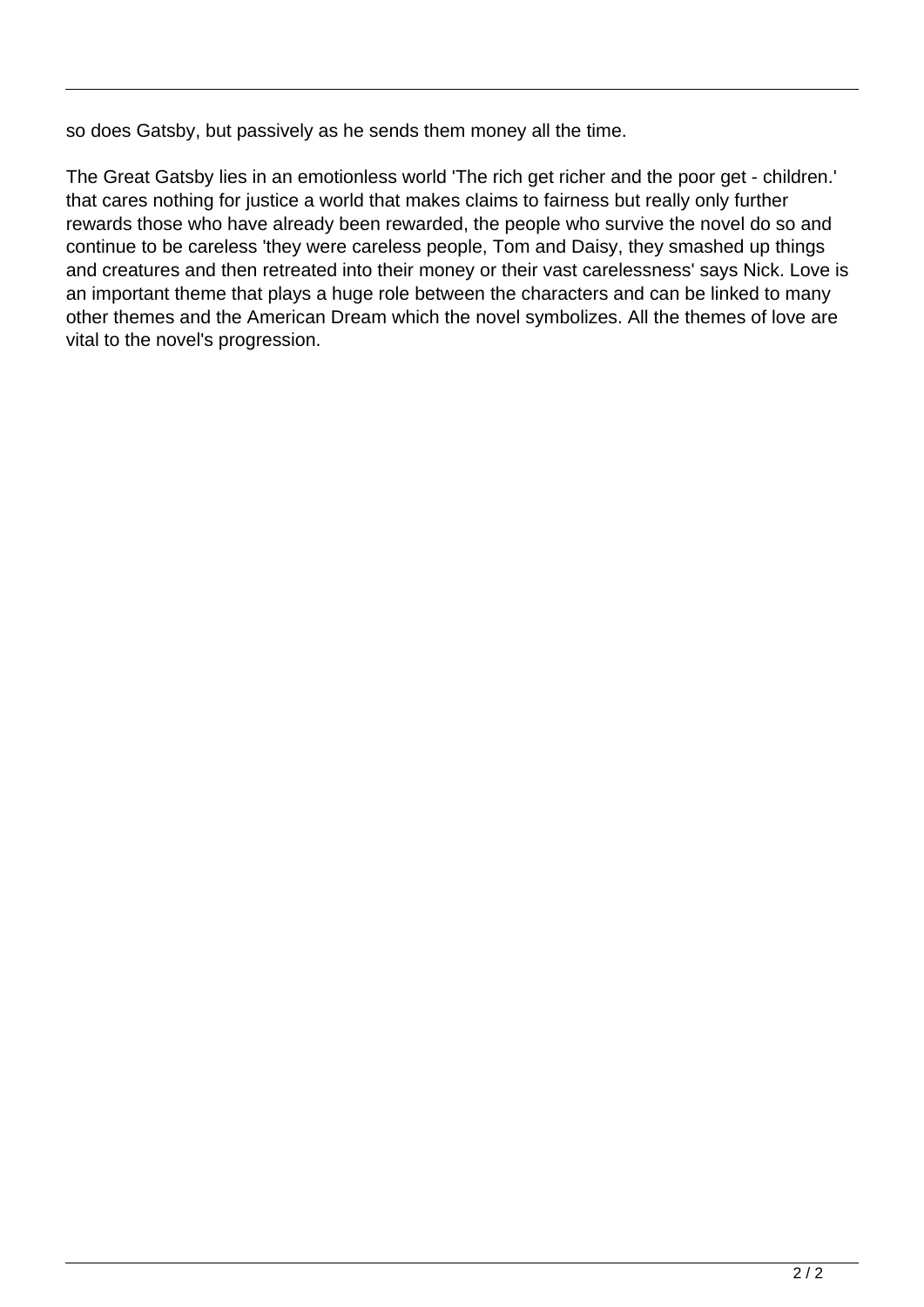so does Gatsby, but passively as he sends them money all the time.

The Great Gatsby lies in an emotionless world 'The rich get richer and the poor get - children.' that cares nothing for justice a world that makes claims to fairness but really only further rewards those who have already been rewarded, the people who survive the novel do so and continue to be careless 'they were careless people, Tom and Daisy, they smashed up things and creatures and then retreated into their money or their vast carelessness' says Nick. Love is an important theme that plays a huge role between the characters and can be linked to many other themes and the American Dream which the novel symbolizes. All the themes of love are vital to the novel's progression.